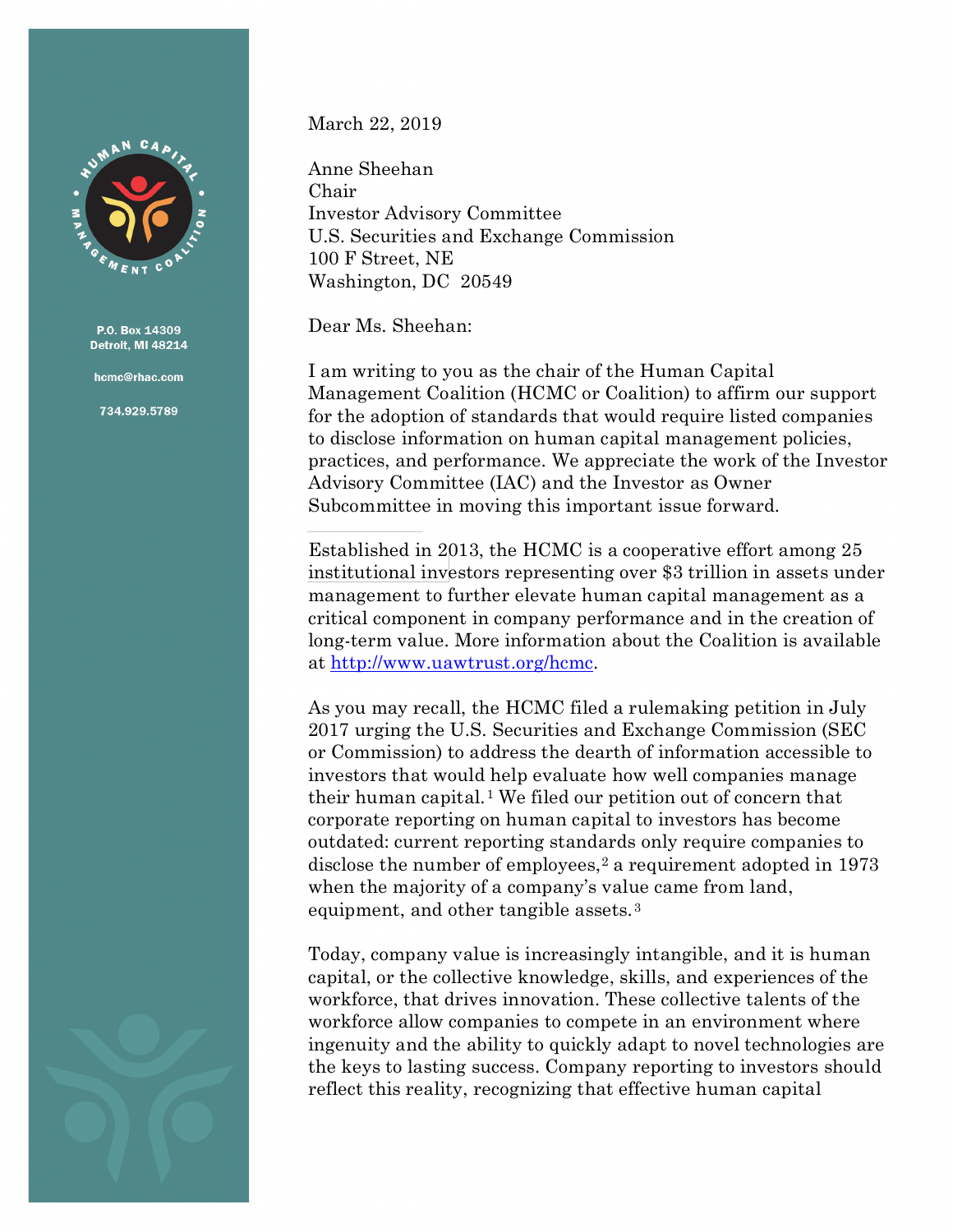P.O. Box 14309
Detroit, MI 48214

hcmc@rhac.com

734.929.5789

March 22, 2019

Anne Sheehan
Chair
Investor Advisory Committee
U.S. Securities and Exchange Commission
100 F Street, NE
Washington, DC 20549

Dear Ms. Sheehan:

I am writing to you as the chair of the Human Capital Management Coalition (HCMC or Coalition) to affirm our support for the adoption of standards that would require listed companies to disclose information on human capital management policies, practices, and performance. We appreciate the work of the Investor Advisory Committee (IAC) and the Investor as Owner Subcommittee in moving this important issue forward.

Established in 2013, the HCMC is a cooperative effort among 25 institutional investors representing over $3 trillion in assets under management to further elevate human capital management as a critical component in company performance and in the creation of long-term value. More information about the Coalition is available at http://www.uawtrust.org/hcmc.

As you may recall, the HCMC filed a rulemaking petition in July 2017 urging the U.S. Securities and Exchange Commission (SEC or Commission) to address the dearth of information accessible to investors that would help evaluate how well companies manage their human capital.[1] We filed our petition out of concern that corporate reporting on human capital to investors has become outdated: current reporting standards only require companies to disclose the number of employees,[2] a requirement adopted in 1973 when the majority of a company's value came from land, equipment, and other tangible assets.[3]

Today, company value is increasingly intangible, and it is human capital, or the collective knowledge, skills, and experiences of the workforce, that drives innovation. These collective talents of the workforce allow companies to compete in an environment where ingenuity and the ability to quickly adapt to novel technologies are the keys to lasting success. Company reporting to investors should reflect this reality, recognizing that effective human capital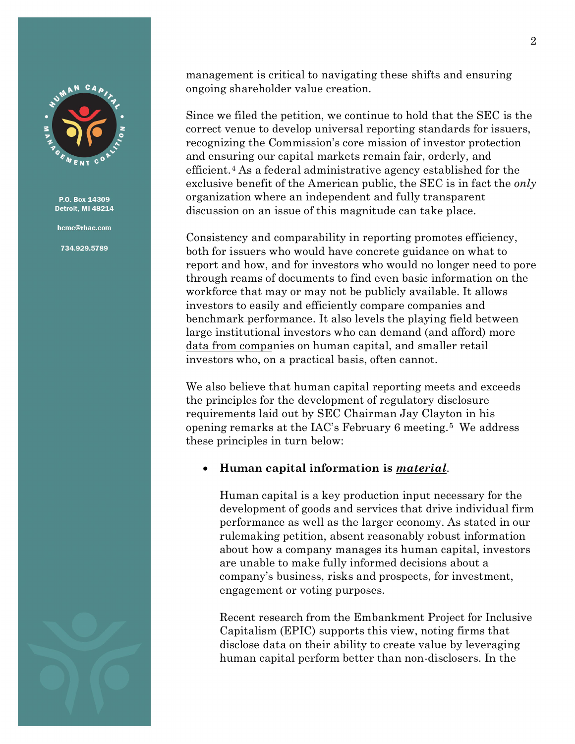P.O. Box 14309
Detroit, MI 48214

hcmc@rhac.com

734.929.5789

management is critical to navigating these shifts and ensuring ongoing shareholder value creation.

Since we filed the petition, we continue to hold that the SEC is the correct venue to develop universal reporting standards for issuers, recognizing the Commission's core mission of investor protection and ensuring our capital markets remain fair, orderly, and efficient.[4] As a federal administrative agency established for the exclusive benefit of the American public, the SEC is in fact the *only* organization where an independent and fully transparent discussion on an issue of this magnitude can take place.

Consistency and comparability in reporting promotes efficiency, both for issuers who would have concrete guidance on what to report and how, and for investors who would no longer need to pore through reams of documents to find even basic information on the workforce that may or may not be publicly available. It allows investors to easily and efficiently compare companies and benchmark performance. It also levels the playing field between large institutional investors who can demand (and afford) more data from companies on human capital, and smaller retail investors who, on a practical basis, often cannot.

We also believe that human capital reporting meets and exceeds the principles for the development of regulatory disclosure requirements laid out by SEC Chairman Jay Clayton in his opening remarks at the IAC's February 6 meeting.[5] We address these principles in turn below:

- **Human capital information is *material*.**

  Human capital is a key production input necessary for the development of goods and services that drive individual firm performance as well as the larger economy. As stated in our rulemaking petition, absent reasonably robust information about how a company manages its human capital, investors are unable to make fully informed decisions about a company's business, risks and prospects, for investment, engagement or voting purposes.

  Recent research from the Embankment Project for Inclusive Capitalism (EPIC) supports this view, noting firms that disclose data on their ability to create value by leveraging human capital perform better than non-disclosers. In the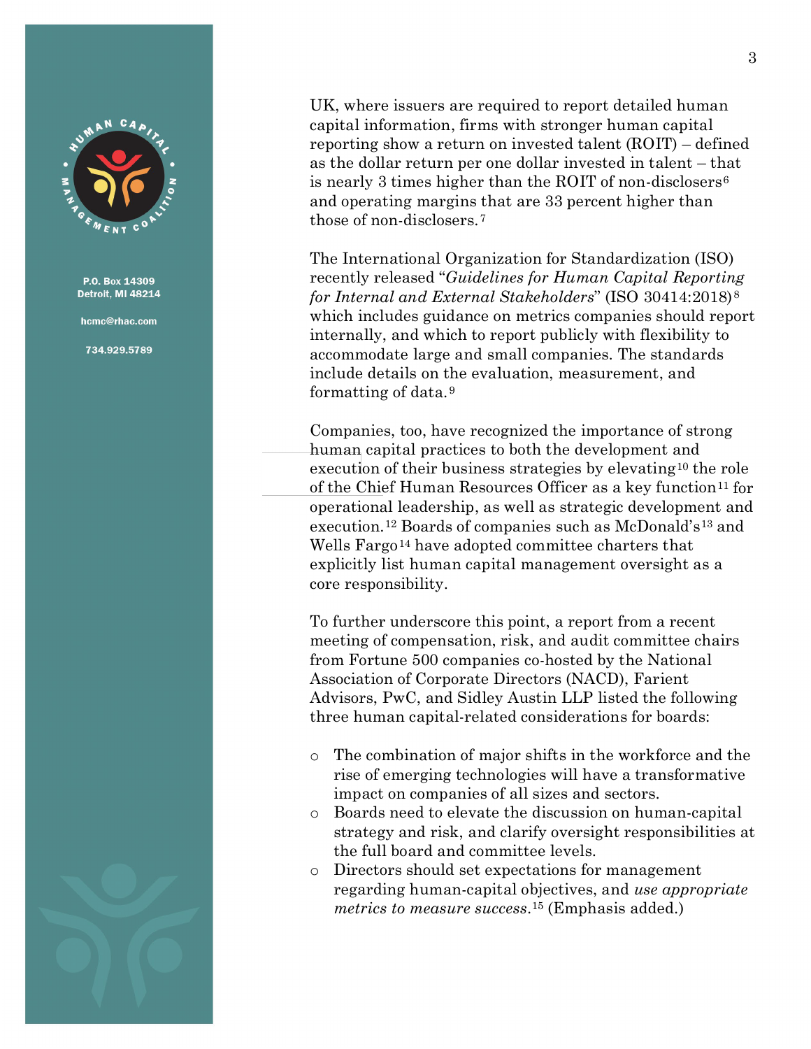UK, where issuers are required to report detailed human capital information, firms with stronger human capital reporting show a return on invested talent (ROIT) – defined as the dollar return per one dollar invested in talent – that is nearly 3 times higher than the ROIT of non-disclosers[6] and operating margins that are 33 percent higher than those of non-disclosers.[7]

The International Organization for Standardization (ISO) recently released "*Guidelines for Human Capital Reporting for Internal and External Stakeholders*" (ISO 30414:2018)[8] which includes guidance on metrics companies should report internally, and which to report publicly with flexibility to accommodate large and small companies. The standards include details on the evaluation, measurement, and formatting of data.[9]

Companies, too, have recognized the importance of strong human capital practices to both the development and execution of their business strategies by elevating[10] the role of the Chief Human Resources Officer as a key function[11] for operational leadership, as well as strategic development and execution.[12] Boards of companies such as McDonald's[13] and Wells Fargo[14] have adopted committee charters that explicitly list human capital management oversight as a core responsibility.

To further underscore this point, a report from a recent meeting of compensation, risk, and audit committee chairs from Fortune 500 companies co-hosted by the National Association of Corporate Directors (NACD), Farient Advisors, PwC, and Sidley Austin LLP listed the following three human capital-related considerations for boards:

- The combination of major shifts in the workforce and the rise of emerging technologies will have a transformative impact on companies of all sizes and sectors.
- Boards need to elevate the discussion on human-capital strategy and risk, and clarify oversight responsibilities at the full board and committee levels.
- Directors should set expectations for management regarding human-capital objectives, and *use appropriate metrics to measure success*.[15] (Emphasis added.)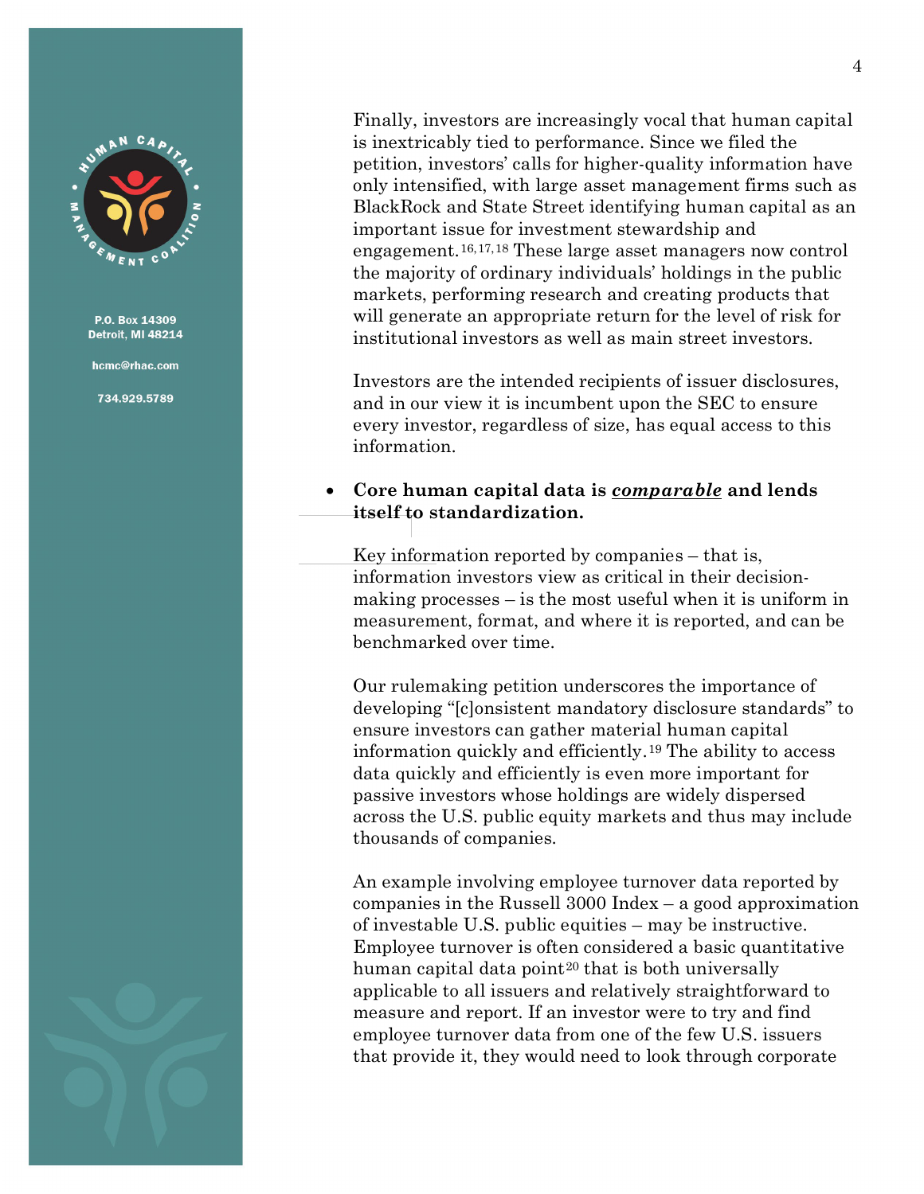Finally, investors are increasingly vocal that human capital is inextricably tied to performance. Since we filed the petition, investors' calls for higher-quality information have only intensified, with large asset management firms such as BlackRock and State Street identifying human capital as an important issue for investment stewardship and engagement.[16,17,18] These large asset managers now control the majority of ordinary individuals' holdings in the public markets, performing research and creating products that will generate an appropriate return for the level of risk for institutional investors as well as main street investors.

Investors are the intended recipients of issuer disclosures, and in our view it is incumbent upon the SEC to ensure every investor, regardless of size, has equal access to this information.

- **Core human capital data is *comparable* and lends itself to standardization.**

Key information reported by companies – that is, information investors view as critical in their decision-making processes – is the most useful when it is uniform in measurement, format, and where it is reported, and can be benchmarked over time.

Our rulemaking petition underscores the importance of developing "[c]onsistent mandatory disclosure standards" to ensure investors can gather material human capital information quickly and efficiently.[19] The ability to access data quickly and efficiently is even more important for passive investors whose holdings are widely dispersed across the U.S. public equity markets and thus may include thousands of companies.

An example involving employee turnover data reported by companies in the Russell 3000 Index – a good approximation of investable U.S. public equities – may be instructive. Employee turnover is often considered a basic quantitative human capital data point[20] that is both universally applicable to all issuers and relatively straightforward to measure and report. If an investor were to try and find employee turnover data from one of the few U.S. issuers that provide it, they would need to look through corporate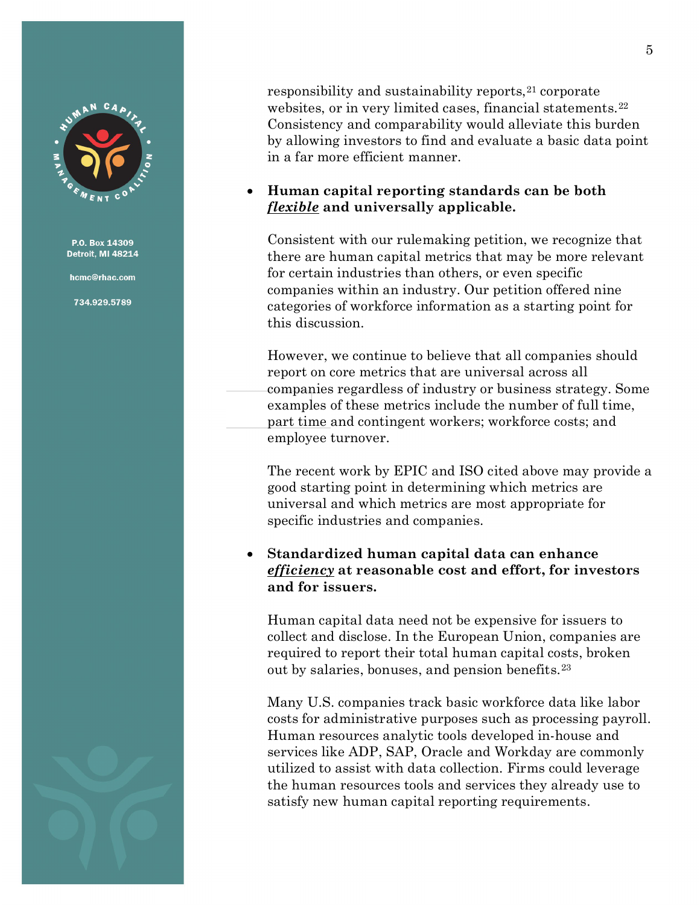responsibility and sustainability reports,[21] corporate websites, or in very limited cases, financial statements.[22] Consistency and comparability would alleviate this burden by allowing investors to find and evaluate a basic data point in a far more efficient manner.

- **Human capital reporting standards can be both *flexible* and universally applicable.**

  Consistent with our rulemaking petition, we recognize that there are human capital metrics that may be more relevant for certain industries than others, or even specific companies within an industry. Our petition offered nine categories of workforce information as a starting point for this discussion.

  However, we continue to believe that all companies should report on core metrics that are universal across all companies regardless of industry or business strategy. Some examples of these metrics include the number of full time, part time and contingent workers; workforce costs; and employee turnover.

  The recent work by EPIC and ISO cited above may provide a good starting point in determining which metrics are universal and which metrics are most appropriate for specific industries and companies.

- **Standardized human capital data can enhance *efficiency* at reasonable cost and effort, for investors and for issuers.**

  Human capital data need not be expensive for issuers to collect and disclose. In the European Union, companies are required to report their total human capital costs, broken out by salaries, bonuses, and pension benefits.[23]

  Many U.S. companies track basic workforce data like labor costs for administrative purposes such as processing payroll. Human resources analytic tools developed in-house and services like ADP, SAP, Oracle and Workday are commonly utilized to assist with data collection. Firms could leverage the human resources tools and services they already use to satisfy new human capital reporting requirements.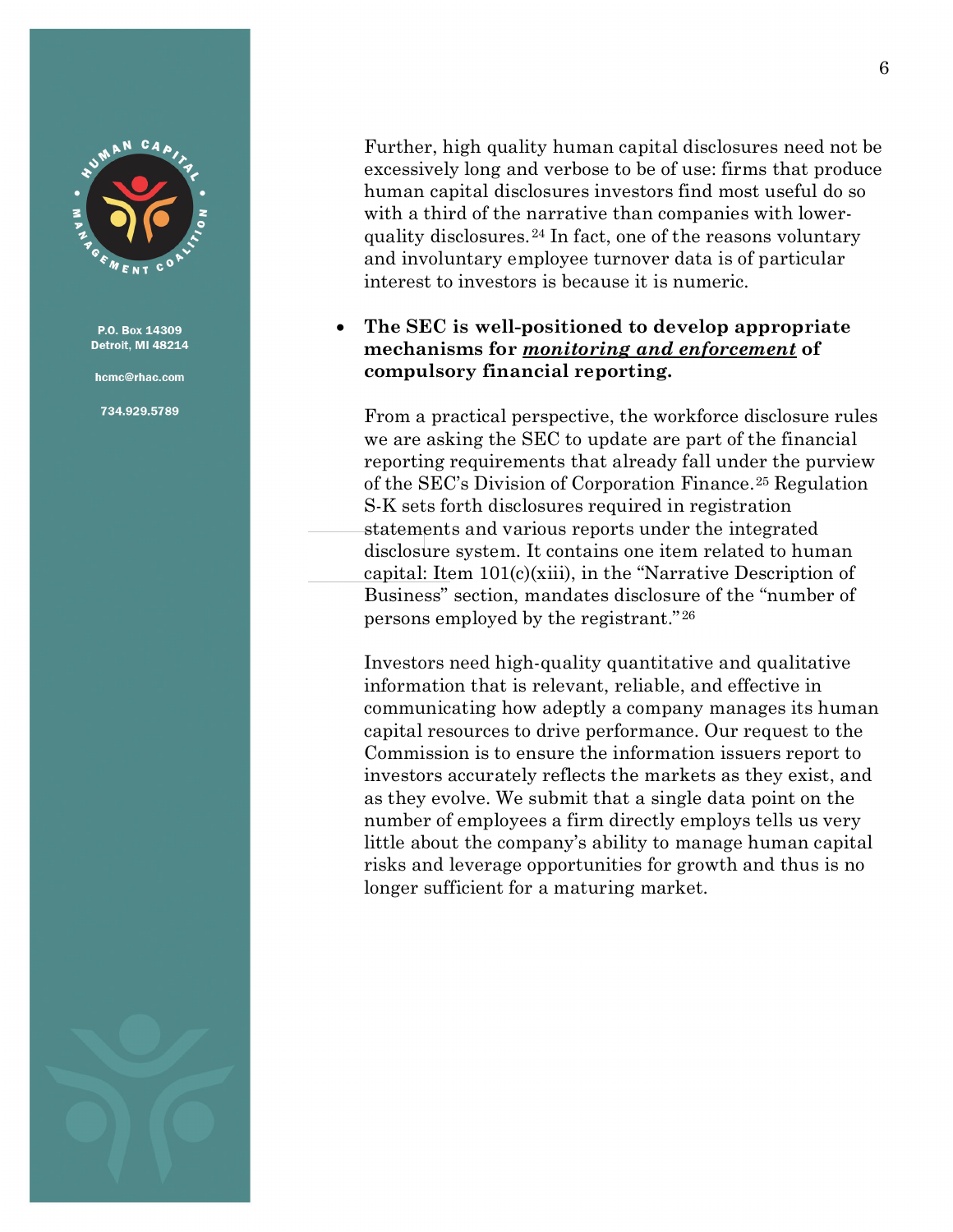Further, high quality human capital disclosures need not be excessively long and verbose to be of use: firms that produce human capital disclosures investors find most useful do so with a third of the narrative than companies with lower-quality disclosures.[24] In fact, one of the reasons voluntary and involuntary employee turnover data is of particular interest to investors is because it is numeric.

- **The SEC is well-positioned to develop appropriate mechanisms for *monitoring and enforcement* of compulsory financial reporting.**

From a practical perspective, the workforce disclosure rules we are asking the SEC to update are part of the financial reporting requirements that already fall under the purview of the SEC's Division of Corporation Finance.[25] Regulation S-K sets forth disclosures required in registration statements and various reports under the integrated disclosure system. It contains one item related to human capital: Item 101(c)(xiii), in the "Narrative Description of Business" section, mandates disclosure of the "number of persons employed by the registrant."[26]

Investors need high-quality quantitative and qualitative information that is relevant, reliable, and effective in communicating how adeptly a company manages its human capital resources to drive performance. Our request to the Commission is to ensure the information issuers report to investors accurately reflects the markets as they exist, and as they evolve. We submit that a single data point on the number of employees a firm directly employs tells us very little about the company's ability to manage human capital risks and leverage opportunities for growth and thus is no longer sufficient for a maturing market.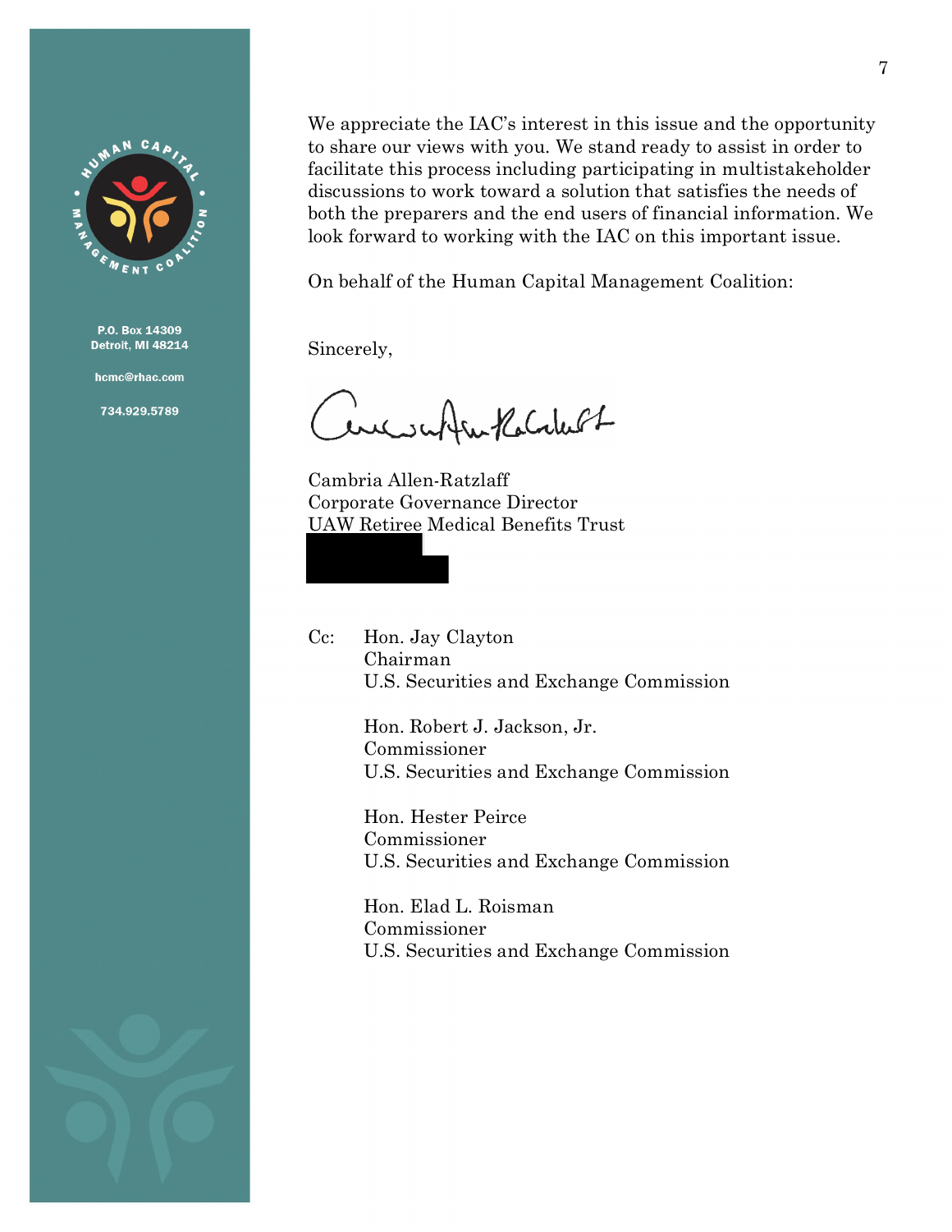P.O. Box 14309
Detroit, MI 48214

hcmc@rhac.com

734.929.5789

We appreciate the IAC's interest in this issue and the opportunity to share our views with you. We stand ready to assist in order to facilitate this process including participating in multistakeholder discussions to work toward a solution that satisfies the needs of both the preparers and the end users of financial information. We look forward to working with the IAC on this important issue.

On behalf of the Human Capital Management Coalition:

Sincerely,

Cambria Allen-Ratzlaff
Corporate Governance Director
UAW Retiree Medical Benefits Trust

Cc: Hon. Jay Clayton
Chairman
U.S. Securities and Exchange Commission

Hon. Robert J. Jackson, Jr.
Commissioner
U.S. Securities and Exchange Commission

Hon. Hester Peirce
Commissioner
U.S. Securities and Exchange Commission

Hon. Elad L. Roisman
Commissioner
U.S. Securities and Exchange Commission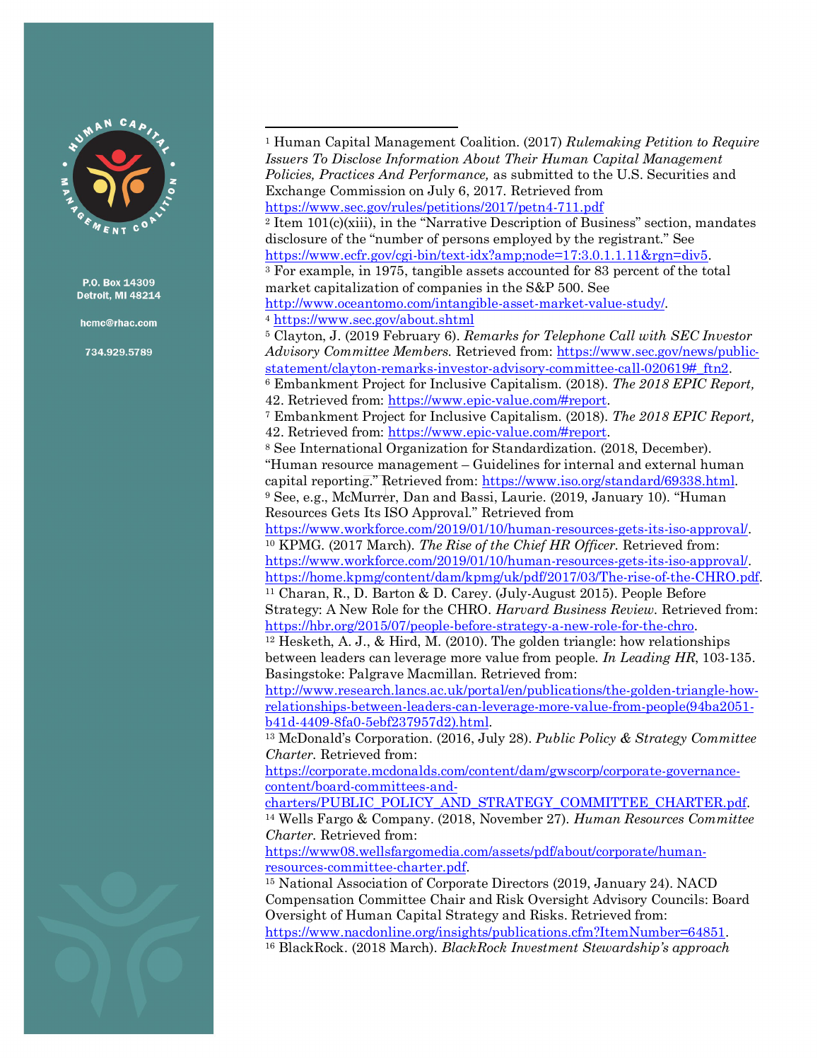P.O. Box 14309
Detroit, MI 48214

hcmc@rhac.com

734.929.5789

---

[1] Human Capital Management Coalition. (2017) *Rulemaking Petition to Require Issuers To Disclose Information About Their Human Capital Management Policies, Practices And Performance,* as submitted to the U.S. Securities and Exchange Commission on July 6, 2017. Retrieved from https://www.sec.gov/rules/petitions/2017/petn4-711.pdf

[2] Item 101(c)(xiii), in the "Narrative Description of Business" section, mandates disclosure of the "number of persons employed by the registrant." See https://www.ecfr.gov/cgi-bin/text-idx?amp;node=17:3.0.1.1.11&rgn=div5.

[3] For example, in 1975, tangible assets accounted for 83 percent of the total market capitalization of companies in the S&P 500. See http://www.oceantomo.com/intangible-asset-market-value-study/.

[4] https://www.sec.gov/about.shtml

[5] Clayton, J. (2019 February 6). *Remarks for Telephone Call with SEC Investor Advisory Committee Members.* Retrieved from: https://www.sec.gov/news/public-statement/clayton-remarks-investor-advisory-committee-call-020619#_ftn2.

[6] Embankment Project for Inclusive Capitalism. (2018). *The 2018 EPIC Report,* 42. Retrieved from: https://www.epic-value.com/#report.

[7] Embankment Project for Inclusive Capitalism. (2018). *The 2018 EPIC Report,* 42. Retrieved from: https://www.epic-value.com/#report.

[8] See International Organization for Standardization. (2018, December). "Human resource management – Guidelines for internal and external human capital reporting." Retrieved from: https://www.iso.org/standard/69338.html.

[9] See, e.g., McMurrer, Dan and Bassi, Laurie. (2019, January 10). "Human Resources Gets Its ISO Approval." Retrieved from https://www.workforce.com/2019/01/10/human-resources-gets-its-iso-approval/.

[10] KPMG. (2017 March). *The Rise of the Chief HR Officer.* Retrieved from: https://www.workforce.com/2019/01/10/human-resources-gets-its-iso-approval/. https://home.kpmg/content/dam/kpmg/uk/pdf/2017/03/The-rise-of-the-CHRO.pdf.

[11] Charan, R., D. Barton & D. Carey. (July-August 2015). People Before Strategy: A New Role for the CHRO. *Harvard Business Review.* Retrieved from: https://hbr.org/2015/07/people-before-strategy-a-new-role-for-the-chro.

[12] Hesketh, A. J., & Hird, M. (2010). The golden triangle: how relationships between leaders can leverage more value from people. *In Leading HR*, 103-135. Basingstoke: Palgrave Macmillan. Retrieved: http://www.research.lancs.ac.uk/portal/en/publications/the-golden-triangle-how-relationships-between-leaders-can-leverage-more-value-from-people(94ba2051-b41d-4409-8fa0-5ebf237957d2).html.

[13] McDonald's Corporation. (2016, July 28). *Public Policy & Strategy Committee Charter.* Retrieved from: https://corporate.mcdonalds.com/content/dam/gwscorp/corporate-governance-content/board-committees-and-charters/PUBLIC_POLICY_AND_STRATEGY_COMMITTEE_CHARTER.pdf.

[14] Wells Fargo & Company. (2018, November 27). *Human Resources Committee Charter.* Retrieved from: https://www08.wellsfargomedia.com/assets/pdf/about/corporate/human-resources-committee-charter.pdf.

[15] National Association of Corporate Directors (2019, January 24). NACD Compensation Committee Chair and Risk Oversight Advisory Councils: Board Oversight of Human Capital Strategy and Risks. Retrieved from: https://www.nacdonline.org/insights/publications.cfm?ItemNumber=64851.

[16] BlackRock. (2018 March). *BlackRock Investment Stewardship's approach*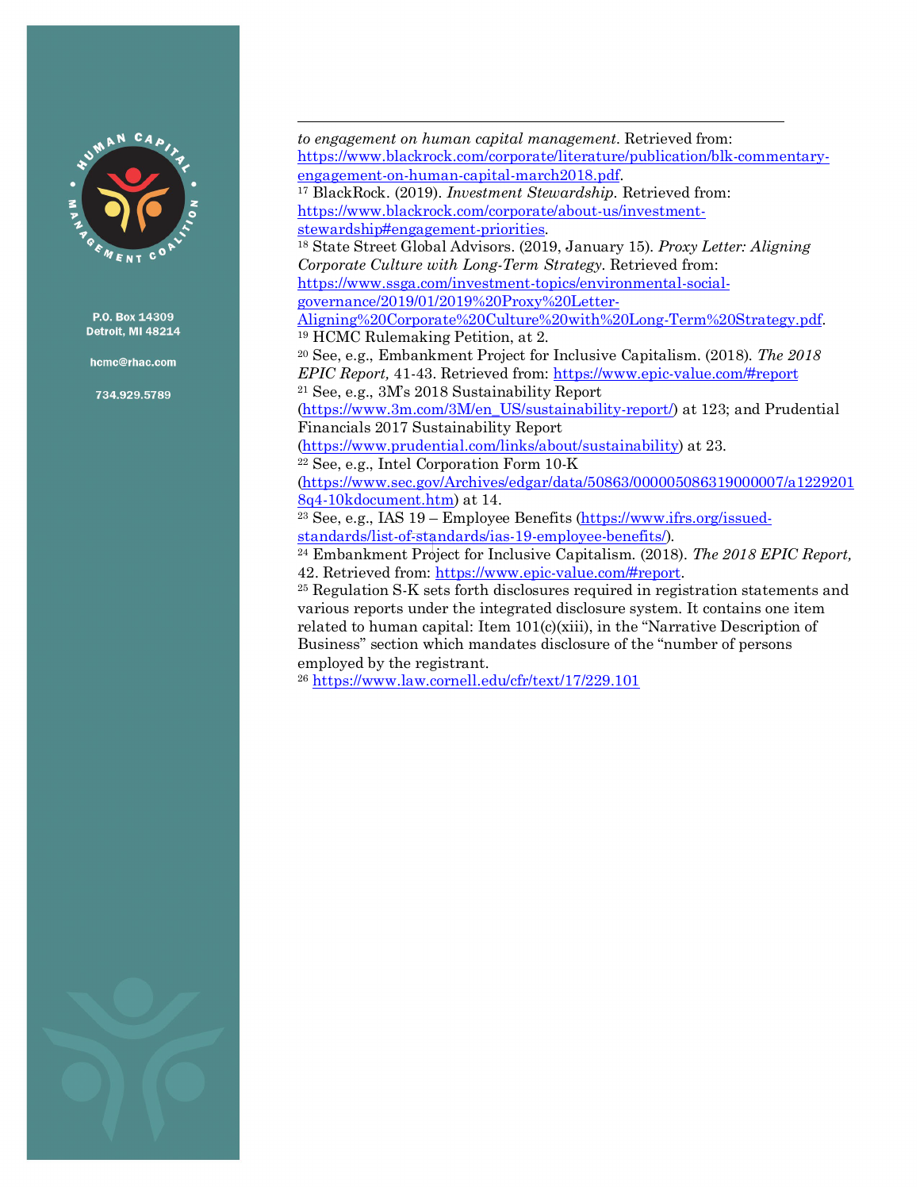*to engagement on human capital management*. Retrieved from: https://www.blackrock.com/corporate/literature/publication/blk-commentary-engagement-on-human-capital-march2018.pdf.

[17] BlackRock. (2019). *Investment Stewardship*. Retrieved from: https://www.blackrock.com/corporate/about-us/investment-stewardship#engagement-priorities.

[18] State Street Global Advisors. (2019, January 15). *Proxy Letter: Aligning Corporate Culture with Long-Term Strategy*. Retrieved from: https://www.ssga.com/investment-topics/environmental-social-governance/2019/01/2019%20Proxy%20Letter-Aligning%20Corporate%20Culture%20with%20Long-Term%20Strategy.pdf.

[19] HCMC Rulemaking Petition, at 2.

[20] See, e.g., Embankment Project for Inclusive Capitalism. (2018). *The 2018 EPIC Report*, 41-43. Retrieved from: https://www.epic-value.com/#report

[21] See, e.g., 3M's 2018 Sustainability Report (https://www.3m.com/3M/en_US/sustainability-report/) at 123; and Prudential Financials 2017 Sustainability Report (https://www.prudential.com/links/about/sustainability) at 23.

[22] See, e.g., Intel Corporation Form 10-K (https://www.sec.gov/Archives/edgar/data/50863/000005086319000007/a12292018q4-10kdocument.htm) at 14.

[23] See, e.g., IAS 19 – Employee Benefits (https://www.ifrs.org/issued-standards/list-of-standards/ias-19-employee-benefits/).

[24] Embankment Project for Inclusive Capitalism. (2018). *The 2018 EPIC Report*, 42. Retrieved from: https://www.epic-value.com/#report.

[25] Regulation S-K sets forth disclosures required in registration statements and various reports under the integrated disclosure system. It contains one item related to human capital: Item 101(c)(xiii), in the "Narrative Description of Business" section which mandates disclosure of the "number of persons employed by the registrant.

[26] https://www.law.cornell.edu/cfr/text/17/229.101